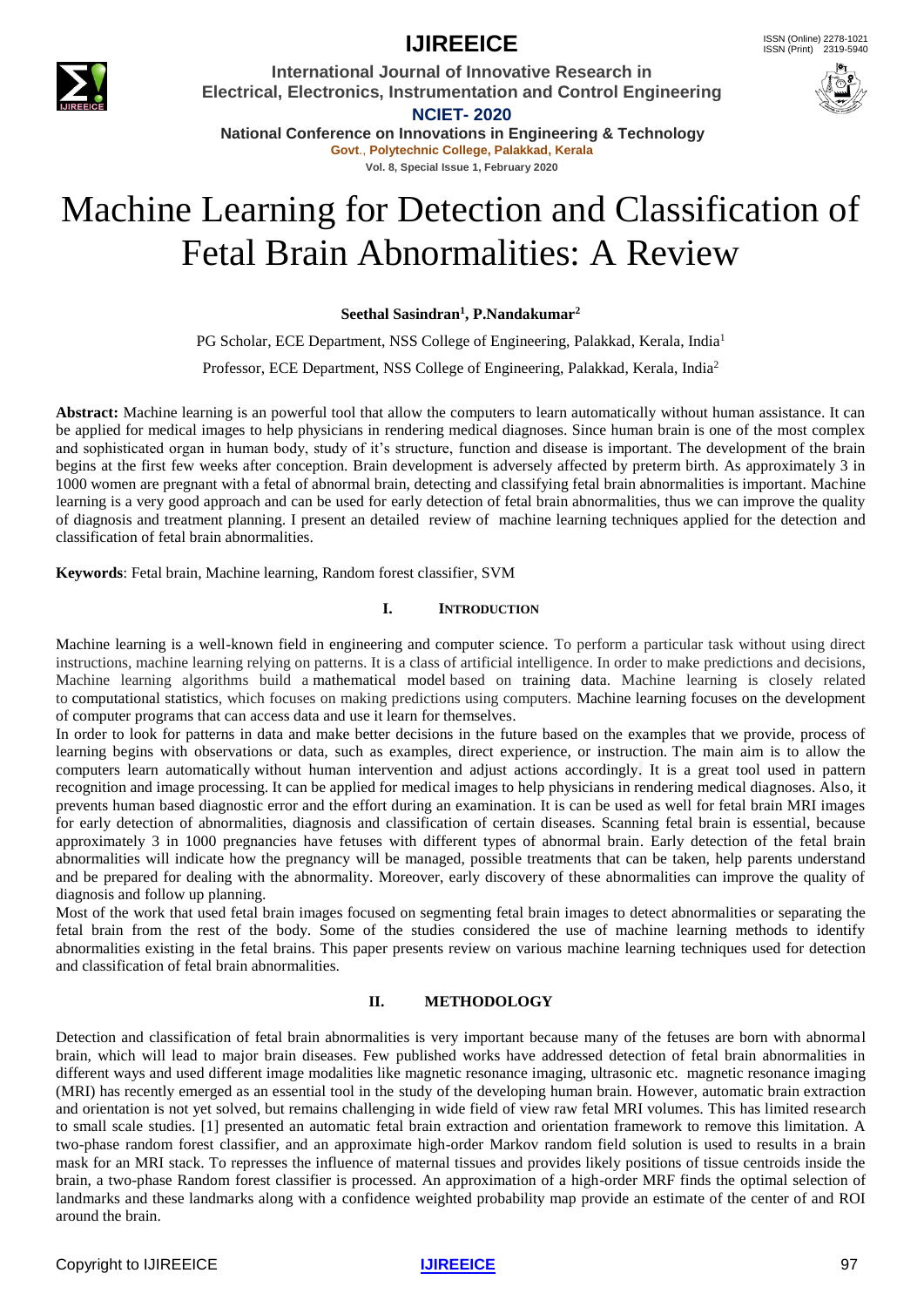# Machine Learning for Detection and Classification of Fetal Brain Abnormalities: A Review

**Seethal Sasindran[1], P.Nandakumar[2]**

PG Scholar, ECE Department, NSS College of Engineering, Palakkad, Kerala, India[1]

Professor, ECE Department, NSS College of Engineering, Palakkad, Kerala, India[2]

**Abstract:** Machine learning is an powerful tool that allow the computers to learn automatically without human assistance. It can be applied for medical images to help physicians in rendering medical diagnoses. Since human brain is one of the most complex and sophisticated organ in human body, study of it's structure, function and disease is important. The development of the brain begins at the first few weeks after conception. Brain development is adversely affected by preterm birth. As approximately 3 in 1000 women are pregnant with a fetal of abnormal brain, detecting and classifying fetal brain abnormalities is important. Machine learning is a very good approach and can be used for early detection of fetal brain abnormalities, thus we can improve the quality of diagnosis and treatment planning. I present an detailed review of machine learning techniques applied for the detection and classification of fetal brain abnormalities.

**Keywords**: Fetal brain, Machine learning, Random forest classifier, SVM

## I. INTRODUCTION

Machine learning is a well-known field in engineering and computer science. To perform a particular task without using direct instructions, machine learning relying on patterns. It is a class of artificial intelligence. In order to make predictions and decisions, Machine learning algorithms build a mathematical model based on training data. Machine learning is closely related to computational statistics, which focuses on making predictions using computers. Machine learning focuses on the development of computer programs that can access data and use it learn for themselves.

In order to look for patterns in data and make better decisions in the future based on the examples that we provide, process of learning begins with observations or data, such as examples, direct experience, or instruction. The main aim is to allow the computers learn automatically without human intervention and adjust actions accordingly. It is a great tool used in pattern recognition and image processing. It can be applied for medical images to help physicians in rendering medical diagnoses. Also, it prevents human based diagnostic error and the effort during an examination. It is can be used as well for fetal brain MRI images for early detection of abnormalities, diagnosis and classification of certain diseases. Scanning fetal brain is essential, because approximately 3 in 1000 pregnancies have fetuses with different types of abnormal brain. Early detection of the fetal brain abnormalities will indicate how the pregnancy will be managed, possible treatments that can be taken, help parents understand and be prepared for dealing with the abnormality. Moreover, early discovery of these abnormalities can improve the quality of diagnosis and follow up planning.

Most of the work that used fetal brain images focused on segmenting fetal brain images to detect abnormalities or separating the fetal brain from the rest of the body. Some of the studies considered the use of machine learning methods to identify abnormalities existing in the fetal brains. This paper presents review on various machine learning techniques used for detection and classification of fetal brain abnormalities.

## II. METHODOLOGY

Detection and classification of fetal brain abnormalities is very important because many of the fetuses are born with abnormal brain, which will lead to major brain diseases. Few published works have addressed detection of fetal brain abnormalities in different ways and used different image modalities like magnetic resonance imaging, ultrasonic etc. magnetic resonance imaging (MRI) has recently emerged as an essential tool in the study of the developing human brain. However, automatic brain extraction and orientation is not yet solved, but remains challenging in wide field of view raw fetal MRI volumes. This has limited research to small scale studies. [1] presented an automatic fetal brain extraction and orientation framework to remove this limitation. A two-phase random forest classifier, and an approximate high-order Markov random field solution is used to results in a brain mask for an MRI stack. To represses the influence of maternal tissues and provides likely positions of tissue centroids inside the brain, a two-phase Random forest classifier is processed. An approximation of a high-order MRF finds the optimal selection of landmarks and these landmarks along with a confidence weighted probability map provide an estimate of the center of and ROI around the brain.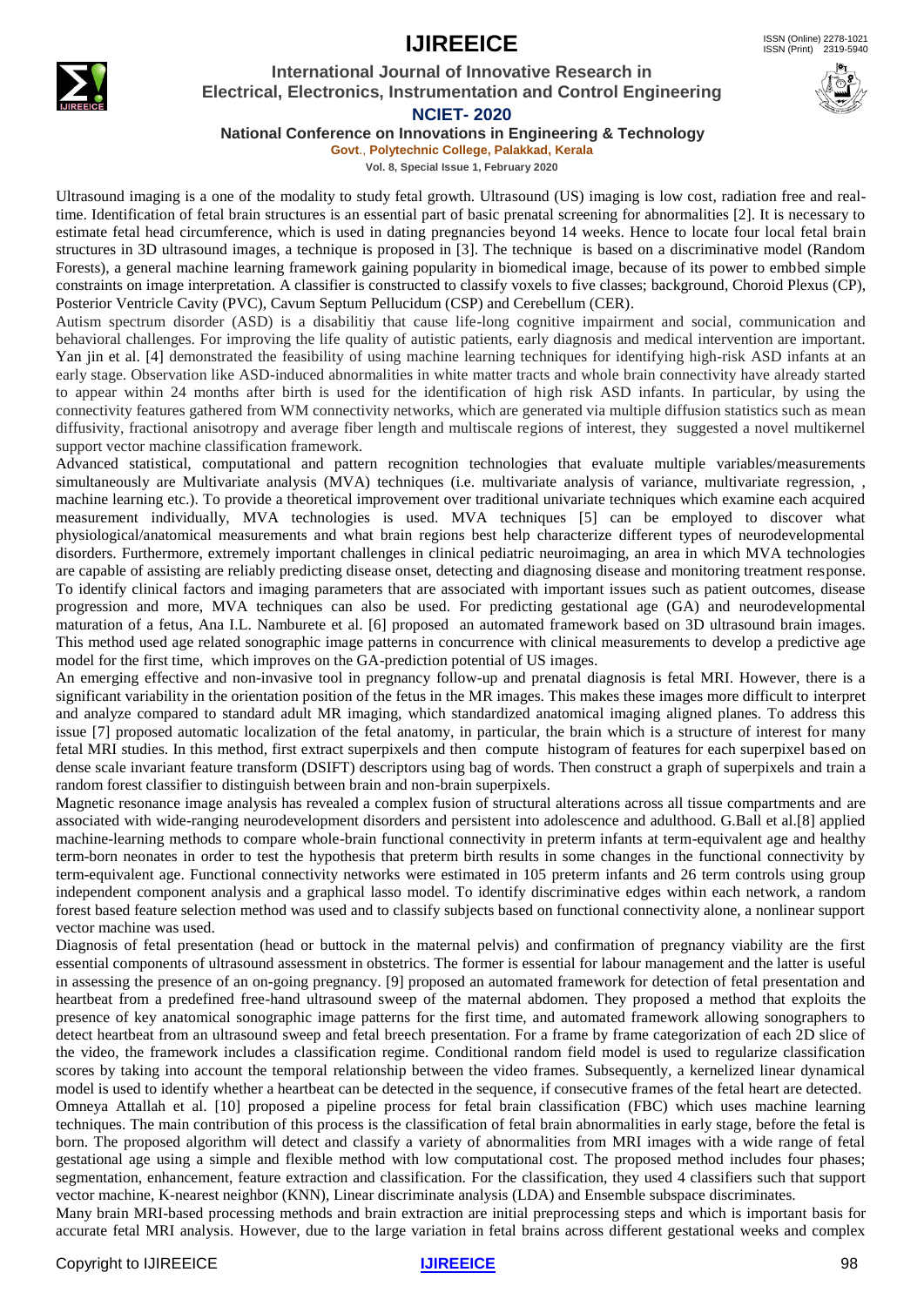Ultrasound imaging is a one of the modality to study fetal growth. Ultrasound (US) imaging is low cost, radiation free and real-time. Identification of fetal brain structures is an essential part of basic prenatal screening for abnormalities [2]. It is necessary to estimate fetal head circumference, which is used in dating pregnancies beyond 14 weeks. Hence to locate four local fetal brain structures in 3D ultrasound images, a technique is proposed in [3]. The technique is based on a discriminative model (Random Forests), a general machine learning framework gaining popularity in biomedical image, because of its power to embbed simple constraints on image interpretation. A classifier is constructed to classify voxels to five classes; background, Choroid Plexus (CP), Posterior Ventricle Cavity (PVC), Cavum Septum Pellucidum (CSP) and Cerebellum (CER).

Autism spectrum disorder (ASD) is a disabilitiy that cause life-long cognitive impairment and social, communication and behavioral challenges. For improving the life quality of autistic patients, early diagnosis and medical intervention are important. Yan jin et al. [4] demonstrated the feasibility of using machine learning techniques for identifying high-risk ASD infants at an early stage. Observation like ASD-induced abnormalities in white matter tracts and whole brain connectivity have already started to appear within 24 months after birth is used for the identification of high risk ASD infants. In particular, by using the connectivity features gathered from WM connectivity networks, which are generated via multiple diffusion statistics such as mean diffusivity, fractional anisotropy and average fiber length and multiscale regions of interest, they suggested a novel multikernel support vector machine classification framework.

Advanced statistical, computational and pattern recognition technologies that evaluate multiple variables/measurements simultaneously are Multivariate analysis (MVA) techniques (i.e. multivariate analysis of variance, multivariate regression, , machine learning etc.). To provide a theoretical improvement over traditional univariate techniques which examine each acquired measurement individually, MVA technologies is used. MVA techniques [5] can be employed to discover what physiological/anatomical measurements and what brain regions best help characterize different types of neurodevelopmental disorders. Furthermore, extremely important challenges in clinical pediatric neuroimaging, an area in which MVA technologies are capable of assisting are reliably predicting disease onset, detecting and diagnosing disease and monitoring treatment response. To identify clinical factors and imaging parameters that are associated with important issues such as patient outcomes, disease progression and more, MVA techniques can also be used. For predicting gestational age (GA) and neurodevelopmental maturation of a fetus, Ana I.L. Namburete et al. [6] proposed an automated framework based on 3D ultrasound brain images. This method used age related sonographic image patterns in concurrence with clinical measurements to develop a predictive age model for the first time, which improves on the GA-prediction potential of US images.

An emerging effective and non-invasive tool in pregnancy follow-up and prenatal diagnosis is fetal MRI. However, there is a significant variability in the orientation position of the fetus in the MR images. This makes these images more difficult to interpret and analyze compared to standard adult MR imaging, which standardized anatomical imaging aligned planes. To address this issue [7] proposed automatic localization of the fetal anatomy, in particular, the brain which is a structure of interest for many fetal MRI studies. In this method, first extract superpixels and then compute histogram of features for each superpixel based on dense scale invariant feature transform (DSIFT) descriptors using bag of words. Then construct a graph of superpixels and train a random forest classifier to distinguish between brain and non-brain superpixels.

Magnetic resonance image analysis has revealed a complex fusion of structural alterations across all tissue compartments and are associated with wide-ranging neurodevelopment disorders and persistent into adolescence and adulthood. G.Ball et al.[8] applied machine-learning methods to compare whole-brain functional connectivity in preterm infants at term-equivalent age and healthy term-born neonates in order to test the hypothesis that preterm birth results in some changes in the functional connectivity by term-equivalent age. Functional connectivity networks were estimated in 105 preterm infants and 26 term controls using group independent component analysis and a graphical lasso model. To identify discriminative edges within each network, a random forest based feature selection method was used and to classify subjects based on functional connectivity alone, a nonlinear support vector machine was used.

Diagnosis of fetal presentation (head or buttock in the maternal pelvis) and confirmation of pregnancy viability are the first essential components of ultrasound assessment in obstetrics. The former is essential for labour management and the latter is useful in assessing the presence of an on-going pregnancy. [9] proposed an automated framework for detection of fetal presentation and heartbeat from a predefined free-hand ultrasound sweep of the maternal abdomen. They proposed a method that exploits the presence of key anatomical sonographic image patterns for the first time, and automated framework allowing sonographers to detect heartbeat from an ultrasound sweep and fetal breech presentation. For a frame by frame categorization of each 2D slice of the video, the framework includes a classification regime. Conditional random field model is used to regularize classification scores by taking into account the temporal relationship between the video frames. Subsequently, a kernelized linear dynamical model is used to identify whether a heartbeat can be detected in the sequence, if consecutive frames of the fetal heart are detected.

Omneya Attallah et al. [10] proposed a pipeline process for fetal brain classification (FBC) which uses machine learning techniques. The main contribution of this process is the classification of fetal brain abnormalities in early stage, before the fetus is born. The proposed algorithm will detect and classify a variety of abnormalities from MRI images with a wide range of fetal gestational age using a simple and flexible method with low computational cost. The proposed method includes four phases; segmentation, enhancement, feature extraction and classification. For the classification, they used 4 classifiers such that support vector machine, K-nearest neighbor (KNN), Linear discriminate analysis (LDA) and Ensemble subspace discriminates.

Many brain MRI-based processing methods and brain extraction are initial preprocessing steps and which is important basis for accurate fetal MRI analysis. However, due to the large variation in fetal brains across different gestational weeks and complex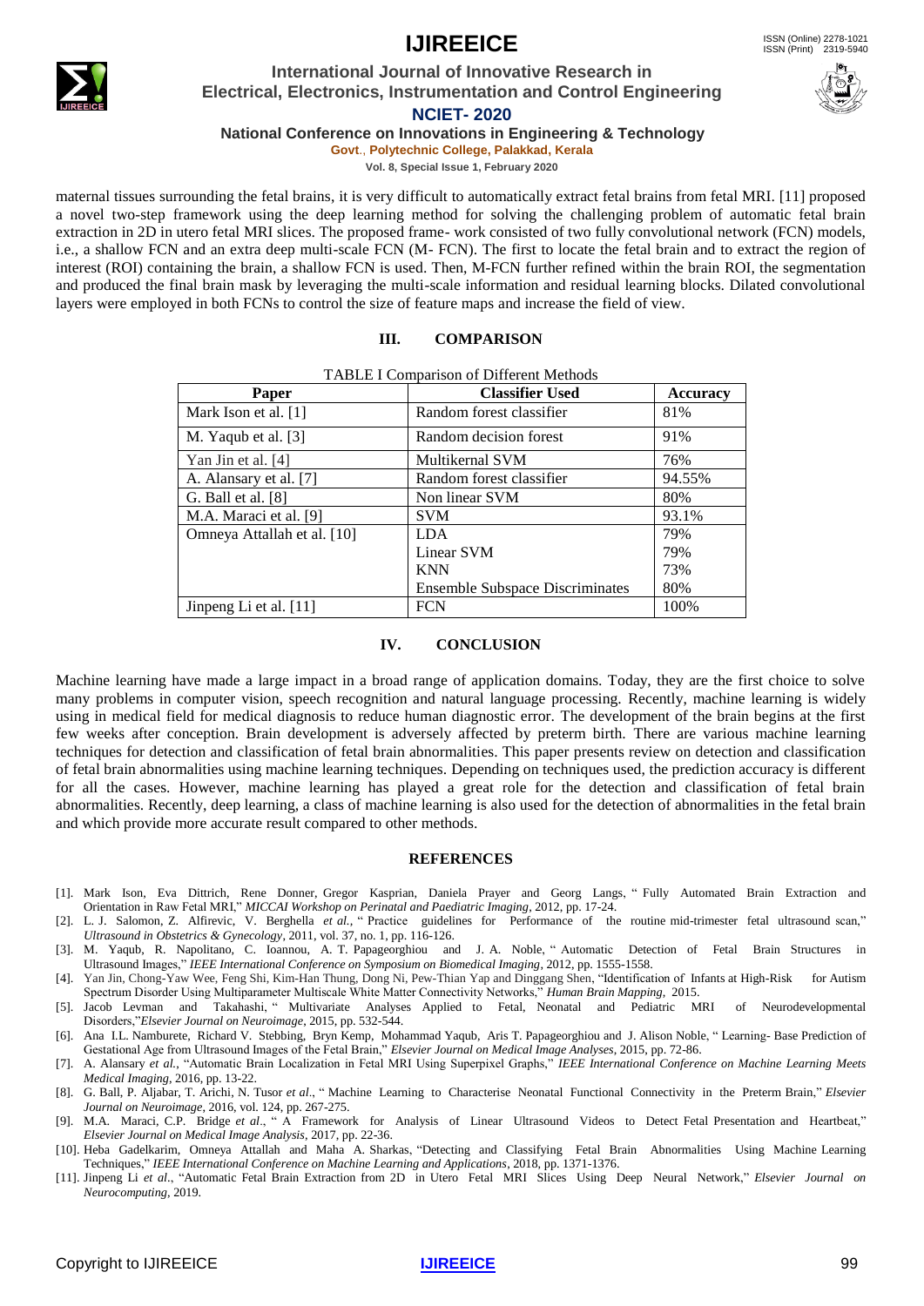maternal tissues surrounding the fetal brains, it is very difficult to automatically extract fetal brains from fetal MRI. [11] proposed a novel two-step framework using the deep learning method for solving the challenging problem of automatic fetal brain extraction in 2D in utero fetal MRI slices. The proposed frame- work consisted of two fully convolutional network (FCN) models, i.e., a shallow FCN and an extra deep multi-scale FCN (M- FCN). The first to locate the fetal brain and to extract the region of interest (ROI) containing the brain, a shallow FCN is used. Then, M-FCN further refined within the brain ROI, the segmentation and produced the final brain mask by leveraging the multi-scale information and residual learning blocks. Dilated convolutional layers were employed in both FCNs to control the size of feature maps and increase the field of view.

## III. COMPARISON

TABLE I Comparison of Different Methods

| Paper | Classifier Used | Accuracy |
|---|---|---|
| Mark Ison et al. [1] | Random forest classifier | 81% |
| M. Yaqub et al. [3] | Random decision forest | 91% |
| Yan Jin et al. [4] | Multikernal SVM | 76% |
| A. Alansary et al. [7] | Random forest classifier | 94.55% |
| G. Ball et al. [8] | Non linear SVM | 80% |
| M.A. Maraci et al. [9] | SVM | 93.1% |
| Omneya Attallah et al. [10] | LDA | 79% |
| | Linear SVM | 79% |
| | KNN | 73% |
| | Ensemble Subspace Discriminates | 80% |
| Jinpeng Li et al. [11] | FCN | 100% |

## IV. CONCLUSION

Machine learning have made a large impact in a broad range of application domains. Today, they are the first choice to solve many problems in computer vision, speech recognition and natural language processing. Recently, machine learning is widely using in medical field for medical diagnosis to reduce human diagnostic error. The development of the brain begins at the first few weeks after conception. Brain development is adversely affected by preterm birth. There are various machine learning techniques for detection and classification of fetal brain abnormalities. This paper presents review on detection and classification of fetal brain abnormalities using machine learning techniques. Depending on techniques used, the prediction accuracy is different for all the cases. However, machine learning has played a great role for the detection and classification of fetal brain abnormalities. Recently, deep learning, a class of machine learning is also used for the detection of abnormalities in the fetal brain and which provide more accurate result compared to other methods.

## REFERENCES

[1]. Mark Ison, Eva Dittrich, Rene Donner, Gregor Kasprian, Daniela Prayer and Georg Langs, " Fully Automated Brain Extraction and Orientation in Raw Fetal MRI," *MICCAI Workshop on Perinatal and Paediatric Imaging*, 2012, pp. 17-24.

[2]. L. J. Salomon, Z. Alfirevic, V. Berghella *et al.*, " Practice guidelines for Performance of the routine mid-trimester fetal ultrasound scan," *Ultrasound in Obstetrics & Gynecology*, 2011, vol. 37, no. 1, pp. 116-126.

[3]. M. Yaqub, R. Napolitano, C. Ioannou, A. T. Papageorghiou and J. A. Noble, " Automatic Detection of Fetal Brain Structures in Ultrasound Images," *IEEE International Conference on Symposium on Biomedical Imaging*, 2012, pp. 1555-1558.

[4]. Yan Jin, Chong-Yaw Wee, Feng Shi, Kim-Han Thung, Dong Ni, Pew-Thian Yap and Dinggang Shen, "Identification of Infants at High-Risk for Autism Spectrum Disorder Using Multiparameter Multiscale White Matter Connectivity Networks," *Human Brain Mapping*, 2015.

[5]. Jacob Levman and Takahashi, " Multivariate Analyses Applied to Fetal, Neonatal and Pediatric MRI of Neurodevelopmental Disorders,"*Elsevier Journal on Neuroimage*, 2015, pp. 532-544.

[6]. Ana I.L. Namburete, Richard V. Stebbing, Bryn Kemp, Mohammad Yaqub, Aris T. Papageorghiou and J. Alison Noble, " Learning- Base Prediction of Gestational Age from Ultrasound Images of the Fetal Brain," *Elsevier Journal on Medical Image Analyses*, 2015, pp. 72-86.

[7]. A. Alansary *et al.*, "Automatic Brain Localization in Fetal MRI Using Superpixel Graphs," *IEEE International Conference on Machine Learning Meets Medical Imaging*, 2016, pp. 13-22.

[8]. G. Ball, P. Aljabar, T. Arichi, N. Tusor *et al.*, " Machine Learning to Characterise Neonatal Functional Connectivity in the Preterm Brain," *Elsevier Journal on Neuroimage*, 2016, vol. 124, pp. 267-275.

[9]. M.A. Maraci, C.P. Bridge *et al.*, " A Framework for Analysis of Linear Ultrasound Videos to Detect Fetal Presentation and Heartbeat," *Elsevier Journal on Medical Image Analysis*, 2017, pp. 22-36.

[10]. Heba Gadelkarim, Omneya Attallah and Maha A. Sharkas, "Detecting and Classifying Fetal Brain Abnormalities Using Machine Learning Techniques," *IEEE International Conference on Machine Learning and Applications*, 2018, pp. 1371-1376.

[11]. Jinpeng Li *et al.*, "Automatic Fetal Brain Extraction from 2D in Utero Fetal MRI Slices Using Deep Neural Network," *Elsevier Journal on Neurocomputing*, 2019.